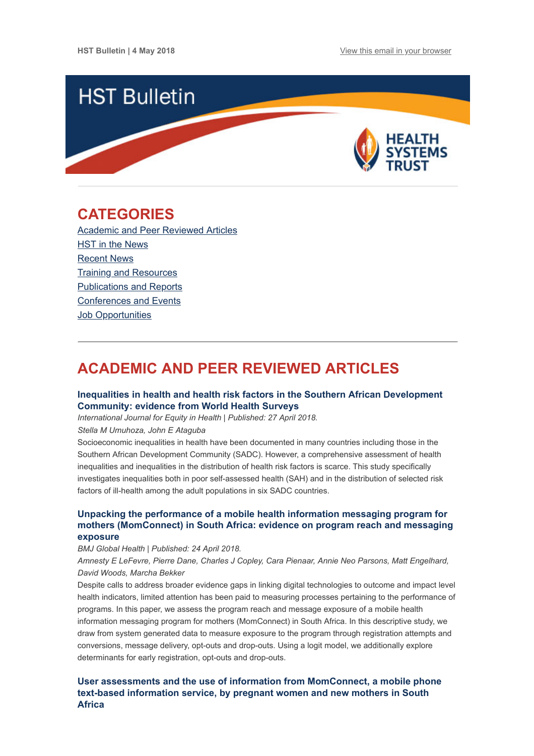HST Bulletin | 4 May 2018

View this email in your browser

# HST Bulletin

HEALTH SYSTEMS TRUST

## CATEGORIES

Academic and Peer Reviewed Articles
HST in the News
Recent News
Training and Resources
Publications and Reports
Conferences and Events
Job Opportunities

## ACADEMIC AND PEER REVIEWED ARTICLES

### Inequalities in health and health risk factors in the Southern African Development Community: evidence from World Health Surveys

*International Journal for Equity in Health | Published: 27 April 2018.*

*Stella M Umuhoza, John E Ataguba*

Socioeconomic inequalities in health have been documented in many countries including those in the Southern African Development Community (SADC). However, a comprehensive assessment of health inequalities and inequalities in the distribution of health risk factors is scarce. This study specifically investigates inequalities both in poor self-assessed health (SAH) and in the distribution of selected risk factors of ill-health among the adult populations in six SADC countries.

### Unpacking the performance of a mobile health information messaging program for mothers (MomConnect) in South Africa: evidence on program reach and messaging exposure

*BMJ Global Health | Published: 24 April 2018.*

*Amnesty E LeFevre, Pierre Dane, Charles J Copley, Cara Pienaar, Annie Neo Parsons, Matt Engelhard, David Woods, Marcha Bekker*

Despite calls to address broader evidence gaps in linking digital technologies to outcome and impact level health indicators, limited attention has been paid to measuring processes pertaining to the performance of programs. In this paper, we assess the program reach and message exposure of a mobile health information messaging program for mothers (MomConnect) in South Africa. In this descriptive study, we draw from system generated data to measure exposure to the program through registration attempts and conversions, message delivery, opt-outs and drop-outs. Using a logit model, we additionally explore determinants for early registration, opt-outs and drop-outs.

### User assessments and the use of information from MomConnect, a mobile phone text-based information service, by pregnant women and new mothers in South Africa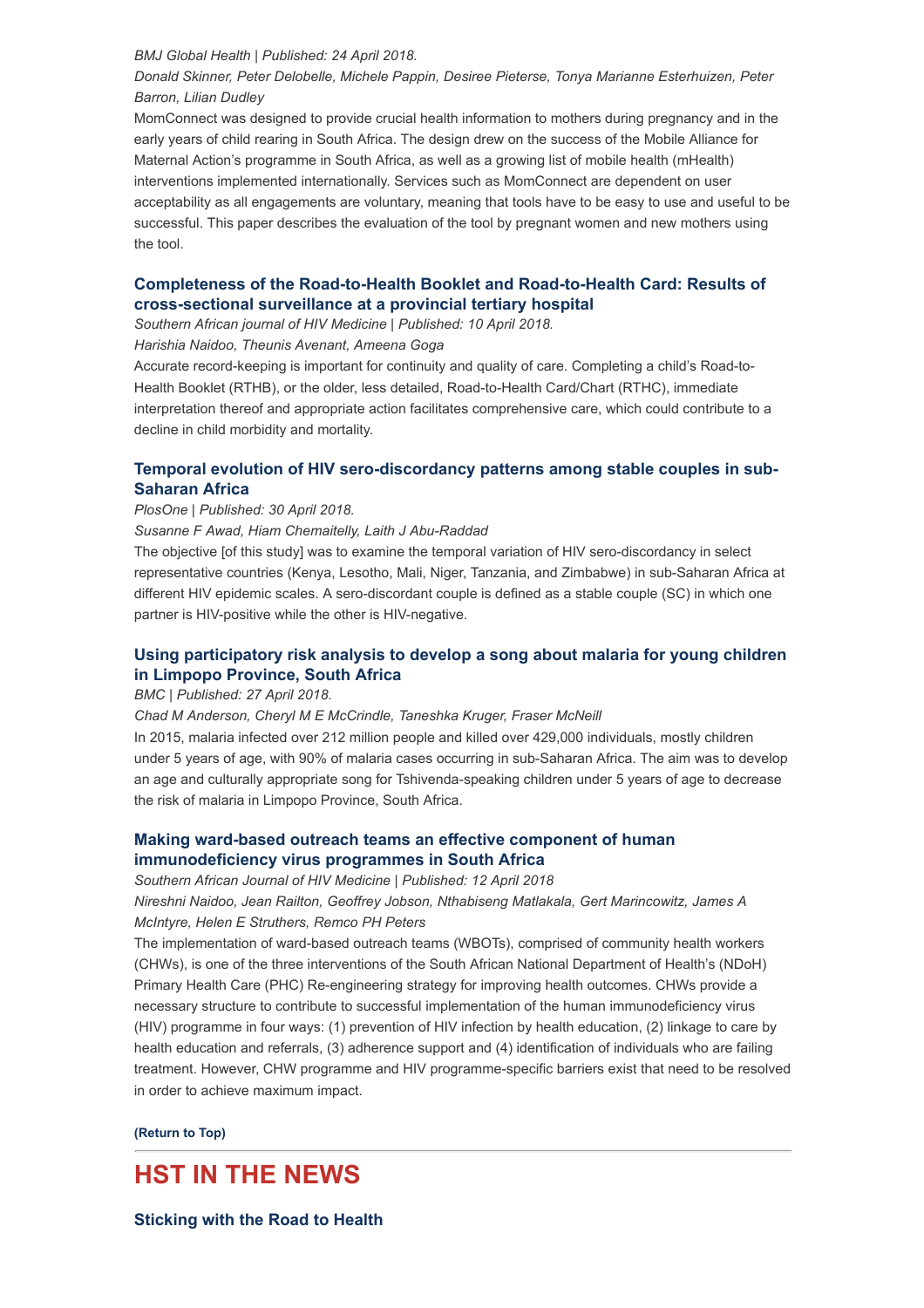*BMJ Global Health | Published: 24 April 2018.*

*Donald Skinner, Peter Delobelle, Michele Pappin, Desiree Pieterse, Tonya Marianne Esterhuizen, Peter Barron, Lilian Dudley*

MomConnect was designed to provide crucial health information to mothers during pregnancy and in the early years of child rearing in South Africa. The design drew on the success of the Mobile Alliance for Maternal Action's programme in South Africa, as well as a growing list of mobile health (mHealth) interventions implemented internationally. Services such as MomConnect are dependent on user acceptability as all engagements are voluntary, meaning that tools have to be easy to use and useful to be successful. This paper describes the evaluation of the tool by pregnant women and new mothers using the tool.

### Completeness of the Road-to-Health Booklet and Road-to-Health Card: Results of cross-sectional surveillance at a provincial tertiary hospital

*Southern African journal of HIV Medicine | Published: 10 April 2018.*

*Harishia Naidoo, Theunis Avenant, Ameena Goga*

Accurate record-keeping is important for continuity and quality of care. Completing a child's Road-to-Health Booklet (RTHB), or the older, less detailed, Road-to-Health Card/Chart (RTHC), immediate interpretation thereof and appropriate action facilitates comprehensive care, which could contribute to a decline in child morbidity and mortality.

### Temporal evolution of HIV sero-discordancy patterns among stable couples in sub-Saharan Africa

*PlosOne | Published: 30 April 2018.*

*Susanne F Awad, Hiam Chemaitelly, Laith J Abu-Raddad*

The objective [of this study] was to examine the temporal variation of HIV sero-discordancy in select representative countries (Kenya, Lesotho, Mali, Niger, Tanzania, and Zimbabwe) in sub-Saharan Africa at different HIV epidemic scales. A sero-discordant couple is defined as a stable couple (SC) in which one partner is HIV-positive while the other is HIV-negative.

### Using participatory risk analysis to develop a song about malaria for young children in Limpopo Province, South Africa

*BMC | Published: 27 April 2018.*

*Chad M Anderson, Cheryl M E McCrindle, Taneshka Kruger, Fraser McNeill*

In 2015, malaria infected over 212 million people and killed over 429,000 individuals, mostly children under 5 years of age, with 90% of malaria cases occurring in sub-Saharan Africa. The aim was to develop an age and culturally appropriate song for Tshivenda-speaking children under 5 years of age to decrease the risk of malaria in Limpopo Province, South Africa.

### Making ward-based outreach teams an effective component of human immunodeficiency virus programmes in South Africa

*Southern African Journal of HIV Medicine | Published: 12 April 2018*

*Nireshni Naidoo, Jean Railton, Geoffrey Jobson, Nthabiseng Matlakala, Gert Marincowitz, James A McIntyre, Helen E Struthers, Remco PH Peters*

The implementation of ward-based outreach teams (WBOTs), comprised of community health workers (CHWs), is one of the three interventions of the South African National Department of Health's (NDoH) Primary Health Care (PHC) Re-engineering strategy for improving health outcomes. CHWs provide a necessary structure to contribute to successful implementation of the human immunodeficiency virus (HIV) programme in four ways: (1) prevention of HIV infection by health education, (2) linkage to care by health education and referrals, (3) adherence support and (4) identification of individuals who are failing treatment. However, CHW programme and HIV programme-specific barriers exist that need to be resolved in order to achieve maximum impact.

**(Return to Top)**

---

## HST IN THE NEWS

### Sticking with the Road to Health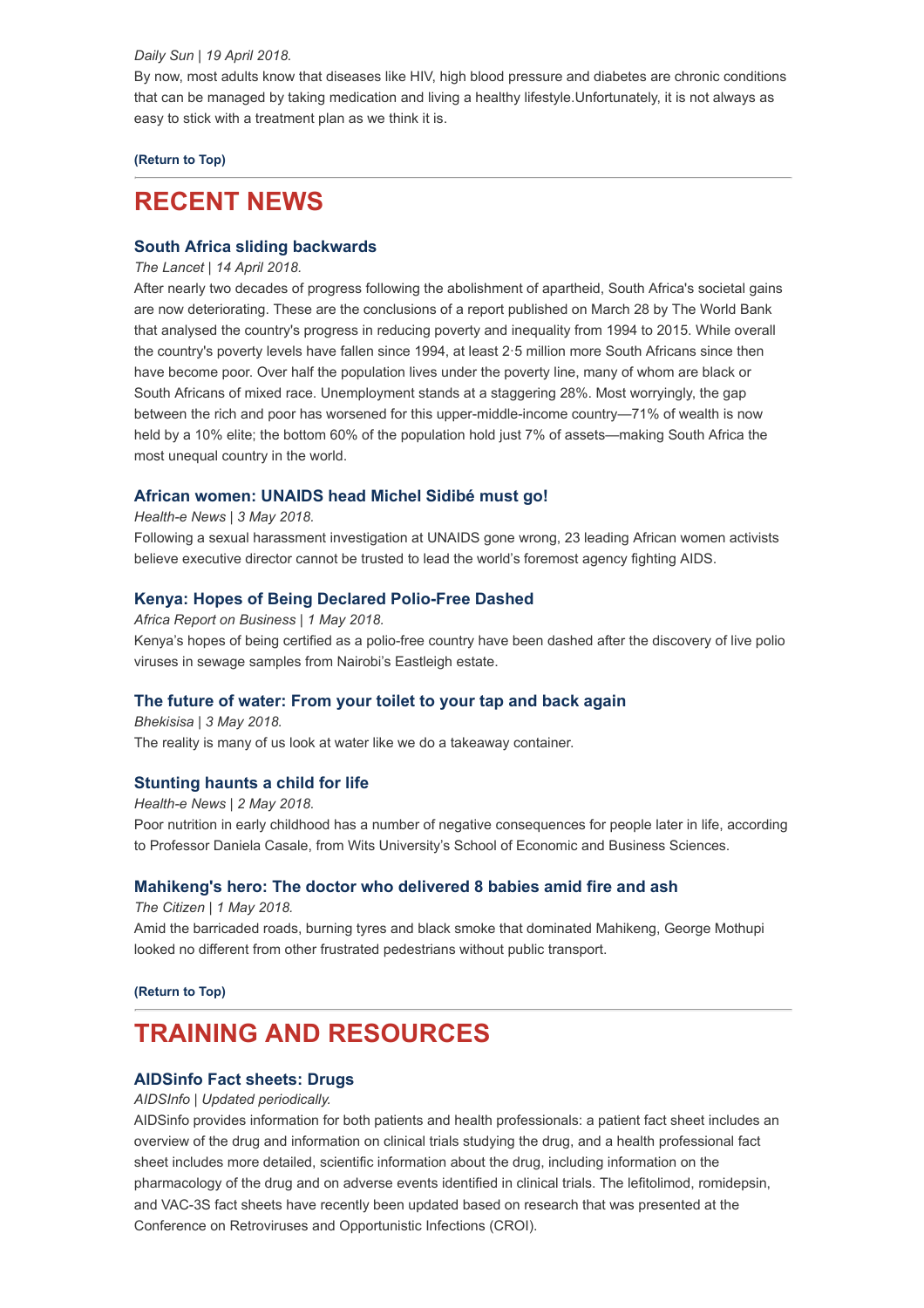*Daily Sun | 19 April 2018.*

By now, most adults know that diseases like HIV, high blood pressure and diabetes are chronic conditions that can be managed by taking medication and living a healthy lifestyle.Unfortunately, it is not always as easy to stick with a treatment plan as we think it is.

**(Return to Top)**

## RECENT NEWS

### South Africa sliding backwards

*The Lancet | 14 April 2018.*

After nearly two decades of progress following the abolishment of apartheid, South Africa's societal gains are now deteriorating. These are the conclusions of a report published on March 28 by The World Bank that analysed the country's progress in reducing poverty and inequality from 1994 to 2015. While overall the country's poverty levels have fallen since 1994, at least 2·5 million more South Africans since then have become poor. Over half the population lives under the poverty line, many of whom are black or South Africans of mixed race. Unemployment stands at a staggering 28%. Most worryingly, the gap between the rich and poor has worsened for this upper-middle-income country—71% of wealth is now held by a 10% elite; the bottom 60% of the population hold just 7% of assets—making South Africa the most unequal country in the world.

### African women: UNAIDS head Michel Sidibé must go!

*Health-e News | 3 May 2018.*

Following a sexual harassment investigation at UNAIDS gone wrong, 23 leading African women activists believe executive director cannot be trusted to lead the world's foremost agency fighting AIDS.

### Kenya: Hopes of Being Declared Polio-Free Dashed

*Africa Report on Business | 1 May 2018.*

Kenya's hopes of being certified as a polio-free country have been dashed after the discovery of live polio viruses in sewage samples from Nairobi's Eastleigh estate.

### The future of water: From your toilet to your tap and back again

*Bhekisisa | 3 May 2018.*

The reality is many of us look at water like we do a takeaway container.

### Stunting haunts a child for life

*Health-e News | 2 May 2018.*

Poor nutrition in early childhood has a number of negative consequences for people later in life, according to Professor Daniela Casale, from Wits University's School of Economic and Business Sciences.

### Mahikeng's hero: The doctor who delivered 8 babies amid fire and ash

*The Citizen | 1 May 2018.*

Amid the barricaded roads, burning tyres and black smoke that dominated Mahikeng, George Mothupi looked no different from other frustrated pedestrians without public transport.

**(Return to Top)**

## TRAINING AND RESOURCES

### AIDSinfo Fact sheets: Drugs

*AIDSInfo | Updated periodically.*

AIDSinfo provides information for both patients and health professionals: a patient fact sheet includes an overview of the drug and information on clinical trials studying the drug, and a health professional fact sheet includes more detailed, scientific information about the drug, including information on the pharmacology of the drug and on adverse events identified in clinical trials. The lefitolimod, romidepsin, and VAC-3S fact sheets have recently been updated based on research that was presented at the Conference on Retroviruses and Opportunistic Infections (CROI).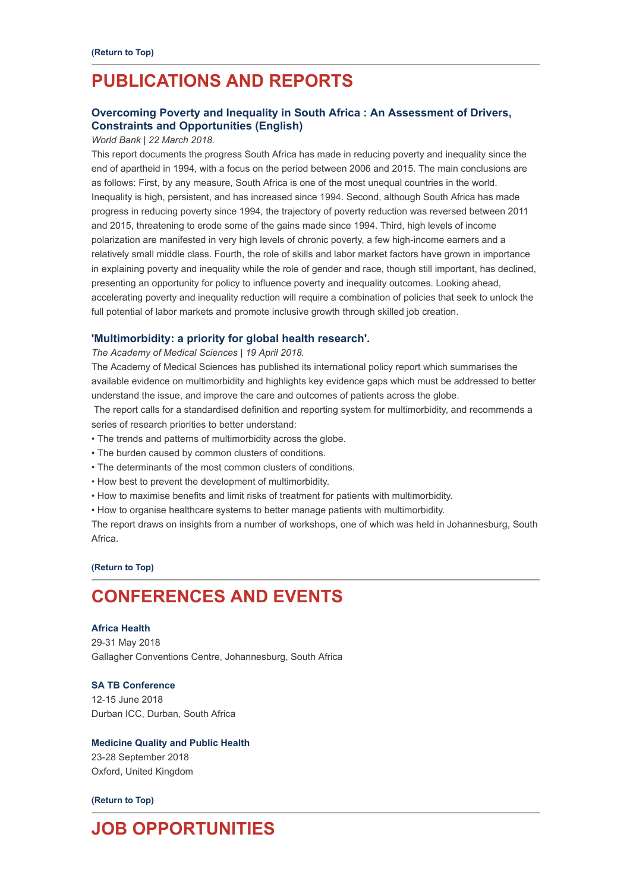**(Return to Top)**

## PUBLICATIONS AND REPORTS

### Overcoming Poverty and Inequality in South Africa : An Assessment of Drivers, Constraints and Opportunities (English)

*World Bank | 22 March 2018.*

This report documents the progress South Africa has made in reducing poverty and inequality since the end of apartheid in 1994, with a focus on the period between 2006 and 2015. The main conclusions are as follows: First, by any measure, South Africa is one of the most unequal countries in the world. Inequality is high, persistent, and has increased since 1994. Second, although South Africa has made progress in reducing poverty since 1994, the trajectory of poverty reduction was reversed between 2011 and 2015, threatening to erode some of the gains made since 1994. Third, high levels of income polarization are manifested in very high levels of chronic poverty, a few high-income earners and a relatively small middle class. Fourth, the role of skills and labor market factors have grown in importance in explaining poverty and inequality while the role of gender and race, though still important, has declined, presenting an opportunity for policy to influence poverty and inequality outcomes. Looking ahead, accelerating poverty and inequality reduction will require a combination of policies that seek to unlock the full potential of labor markets and promote inclusive growth through skilled job creation.

### 'Multimorbidity: a priority for global health research'.

*The Academy of Medical Sciences | 19 April 2018.*

The Academy of Medical Sciences has published its international policy report which summarises the available evidence on multimorbidity and highlights key evidence gaps which must be addressed to better understand the issue, and improve the care and outcomes of patients across the globe.

The report calls for a standardised definition and reporting system for multimorbidity, and recommends a series of research priorities to better understand:

- The trends and patterns of multimorbidity across the globe.
- The burden caused by common clusters of conditions.
- The determinants of the most common clusters of conditions.
- How best to prevent the development of multimorbidity.
- How to maximise benefits and limit risks of treatment for patients with multimorbidity.
- How to organise healthcare systems to better manage patients with multimorbidity.

The report draws on insights from a number of workshops, one of which was held in Johannesburg, South Africa.

**(Return to Top)**

## CONFERENCES AND EVENTS

**Africa Health**
29-31 May 2018
Gallagher Conventions Centre, Johannesburg, South Africa

**SA TB Conference**
12-15 June 2018
Durban ICC, Durban, South Africa

**Medicine Quality and Public Health**
23-28 September 2018
Oxford, United Kingdom

**(Return to Top)**

## JOB OPPORTUNITIES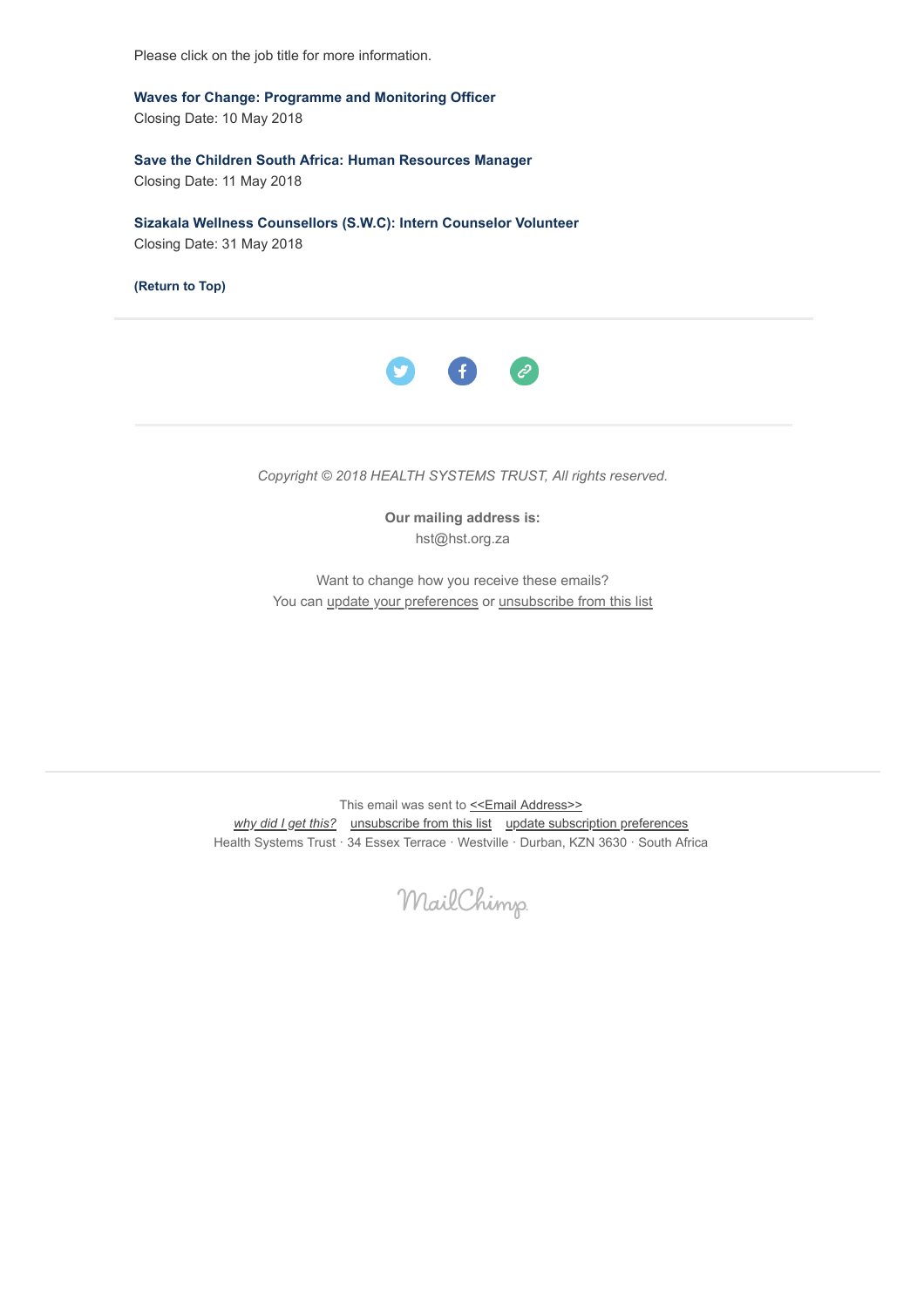Please click on the job title for more information.

**Waves for Change: Programme and Monitoring Officer**
Closing Date: 10 May 2018

**Save the Children South Africa: Human Resources Manager**
Closing Date: 11 May 2018

**Sizakala Wellness Counsellors (S.W.C): Intern Counselor Volunteer**
Closing Date: 31 May 2018

**(Return to Top)**

---

*Copyright © 2018 HEALTH SYSTEMS TRUST, All rights reserved.*

**Our mailing address is:**
hst@hst.org.za

Want to change how you receive these emails?
You can update your preferences or unsubscribe from this list

---

This email was sent to <<Email Address>>
*why did I get this?* unsubscribe from this list update subscription preferences
Health Systems Trust · 34 Essex Terrace · Westville · Durban, KZN 3630 · South Africa

MailChimp